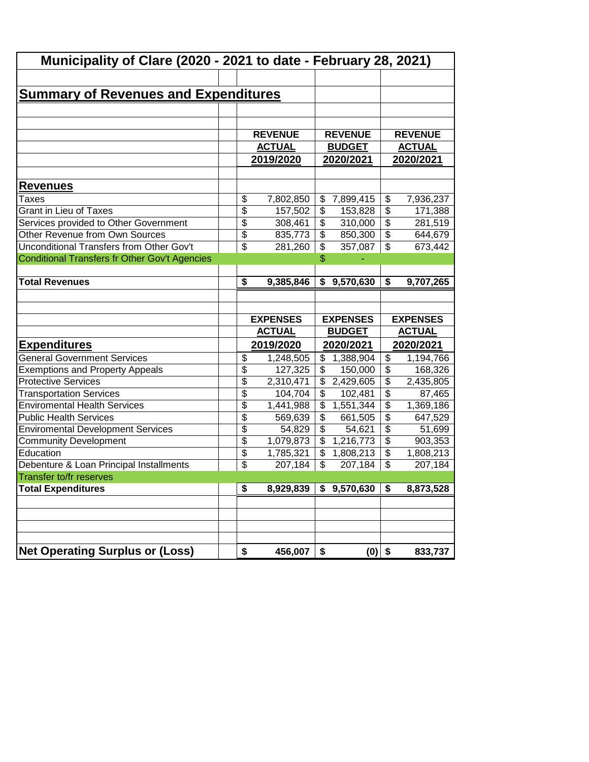# Municipality of Clare (2020 - 2021 to date - February 28, 2021)

## Summary of Revenues and Expenditures

| | REVENUE ACTUAL 2019/2020 | REVENUE BUDGET 2020/2021 | REVENUE ACTUAL 2020/2021 |
|---|---|---|---|
| **Revenues** | | | |
| Taxes | $ 7,802,850 | $ 7,899,415 | $ 7,936,237 |
| Grant in Lieu of Taxes | $ 157,502 | $ 153,828 | $ 171,388 |
| Services provided to Other Government | $ 308,461 | $ 310,000 | $ 281,519 |
| Other Revenue from Own Sources | $ 835,773 | $ 850,300 | $ 644,679 |
| Unconditional Transfers from Other Gov't | $ 281,260 | $ 357,087 | $ 673,442 |
| Conditional Transfers fr Other Gov't Agencies | | $ - | |
| **Total Revenues** | **$ 9,385,846** | **$ 9,570,630** | **$ 9,707,265** |

| | EXPENSES ACTUAL 2019/2020 | EXPENSES BUDGET 2020/2021 | EXPENSES ACTUAL 2020/2021 |
|---|---|---|---|
| **Expenditures** | | | |
| General Government Services | $ 1,248,505 | $ 1,388,904 | $ 1,194,766 |
| Exemptions and Property Appeals | $ 127,325 | $ 150,000 | $ 168,326 |
| Protective Services | $ 2,310,471 | $ 2,429,605 | $ 2,435,805 |
| Transportation Services | $ 104,704 | $ 102,481 | $ 87,465 |
| Enviromental Health Services | $ 1,441,988 | $ 1,551,344 | $ 1,369,186 |
| Public Health Services | $ 569,639 | $ 661,505 | $ 647,529 |
| Enviromental Development Services | $ 54,829 | $ 54,621 | $ 51,699 |
| Community Development | $ 1,079,873 | $ 1,216,773 | $ 903,353 |
| Education | $ 1,785,321 | $ 1,808,213 | $ 1,808,213 |
| Debenture & Loan Principal Installments | $ 207,184 | $ 207,184 | $ 207,184 |
| Transfer to/fr reserves | | | |
| **Total Expenditures** | **$ 8,929,839** | **$ 9,570,630** | **$ 8,873,528** |
| | | | |
| **Net Operating Surplus or (Loss)** | **$ 456,007** | **$ (0)** | **$ 833,737** |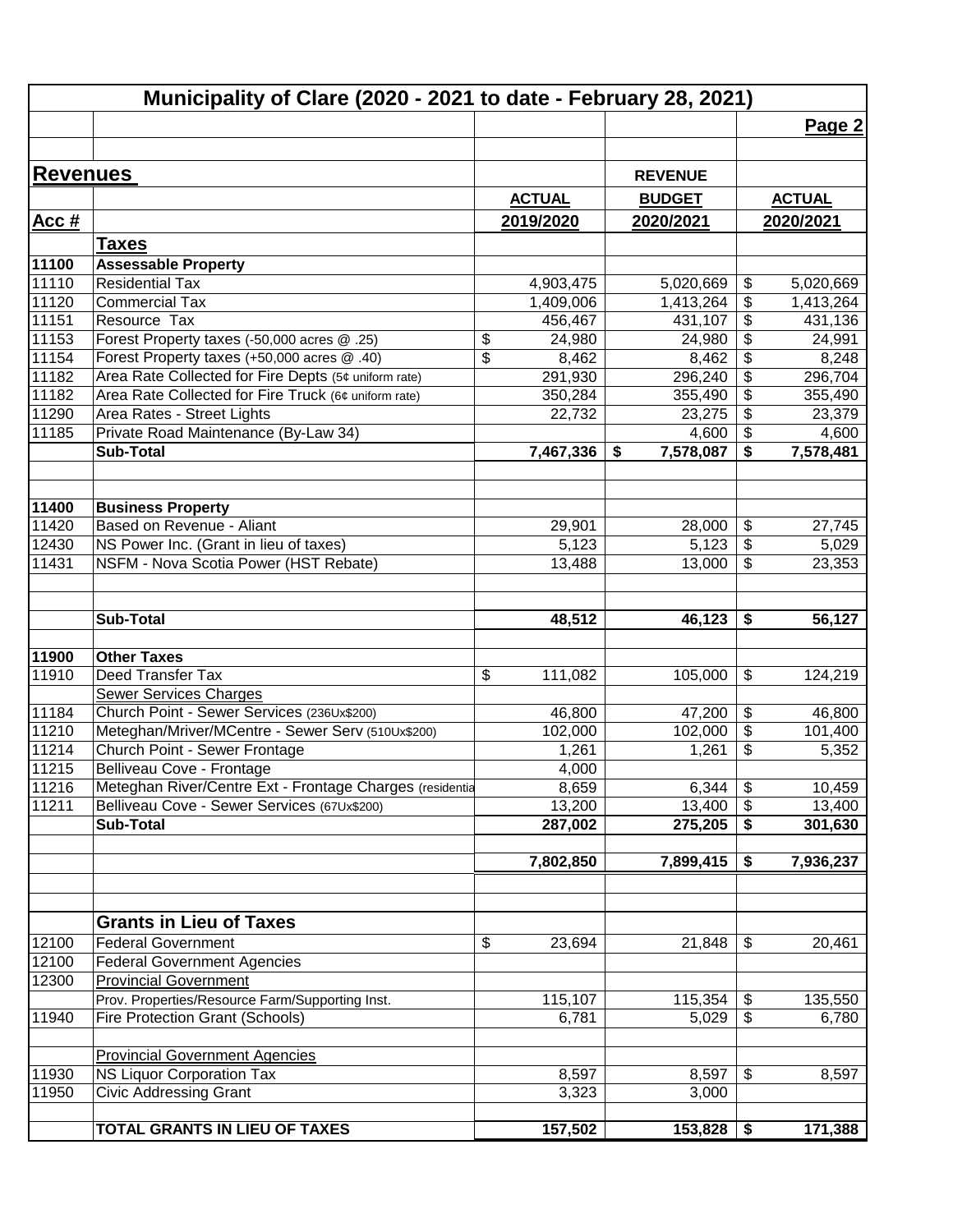# Municipality of Clare (2020 - 2021 to date - February 28, 2021)

| | | | | |
|---|---|---|---|---|
| | | | | **Page 2** |
| **Revenues** | | | **REVENUE** | |
| | | **ACTUAL** | **BUDGET** | **ACTUAL** |
| **Acc #** | | **2019/2020** | **2020/2021** | **2020/2021** |
| | **Taxes** | | | |
| **11100** | **Assessable Property** | | | |
| 11110 | Residential Tax | 4,903,475 | 5,020,669 | $ 5,020,669 |
| 11120 | Commercial Tax | 1,409,006 | 1,413,264 | $ 1,413,264 |
| 11151 | Resource Tax | 456,467 | 431,107 | $ 431,136 |
| 11153 | Forest Property taxes (-50,000 acres @ .25) | $ 24,980 | 24,980 | $ 24,991 |
| 11154 | Forest Property taxes (+50,000 acres @ .40) | $ 8,462 | 8,462 | $ 8,248 |
| 11182 | Area Rate Collected for Fire Depts (5¢ uniform rate) | 291,930 | 296,240 | $ 296,704 |
| 11182 | Area Rate Collected for Fire Truck (6¢ uniform rate) | 350,284 | 355,490 | $ 355,490 |
| 11290 | Area Rates - Street Lights | 22,732 | 23,275 | $ 23,379 |
| 11185 | Private Road Maintenance (By-Law 34) | | 4,600 | $ 4,600 |
| | **Sub-Total** | **7,467,336** | **$ 7,578,087** | **$ 7,578,481** |
| **11400** | **Business Property** | | | |
| 11420 | Based on Revenue - Aliant | 29,901 | 28,000 | $ 27,745 |
| 12430 | NS Power Inc. (Grant in lieu of taxes) | 5,123 | 5,123 | $ 5,029 |
| 11431 | NSFM - Nova Scotia Power (HST Rebate) | 13,488 | 13,000 | $ 23,353 |
| | **Sub-Total** | **48,512** | **46,123** | **$ 56,127** |
| **11900** | **Other Taxes** | | | |
| 11910 | Deed Transfer Tax | $ 111,082 | 105,000 | $ 124,219 |
| | Sewer Services Charges | | | |
| 11184 | Church Point - Sewer Services (236Ux$200) | 46,800 | 47,200 | $ 46,800 |
| 11210 | Meteghan/Mriver/MCentre - Sewer Serv (510Ux$200) | 102,000 | 102,000 | $ 101,400 |
| 11214 | Church Point - Sewer Frontage | 1,261 | 1,261 | $ 5,352 |
| 11215 | Belliveau Cove - Frontage | 4,000 | | |
| 11216 | Meteghan River/Centre Ext - Frontage Charges (residentia | 8,659 | 6,344 | $ 10,459 |
| 11211 | Belliveau Cove - Sewer Services (67Ux$200) | 13,200 | 13,400 | $ 13,400 |
| | **Sub-Total** | **287,002** | **275,205** | **$ 301,630** |
| | | **7,802,850** | **7,899,415** | **$ 7,936,237** |
| | **Grants in Lieu of Taxes** | | | |
| 12100 | Federal Government | $ 23,694 | 21,848 | $ 20,461 |
| 12100 | Federal Government Agencies | | | |
| 12300 | Provincial Government | | | |
| | Prov. Properties/Resource Farm/Supporting Inst. | 115,107 | 115,354 | $ 135,550 |
| 11940 | Fire Protection Grant (Schools) | 6,781 | 5,029 | $ 6,780 |
| | Provincial Government Agencies | | | |
| 11930 | NS Liquor Corporation Tax | 8,597 | 8,597 | $ 8,597 |
| 11950 | Civic Addressing Grant | 3,323 | 3,000 | |
| | **TOTAL GRANTS IN LIEU OF TAXES** | **157,502** | **153,828** | **$ 171,388** |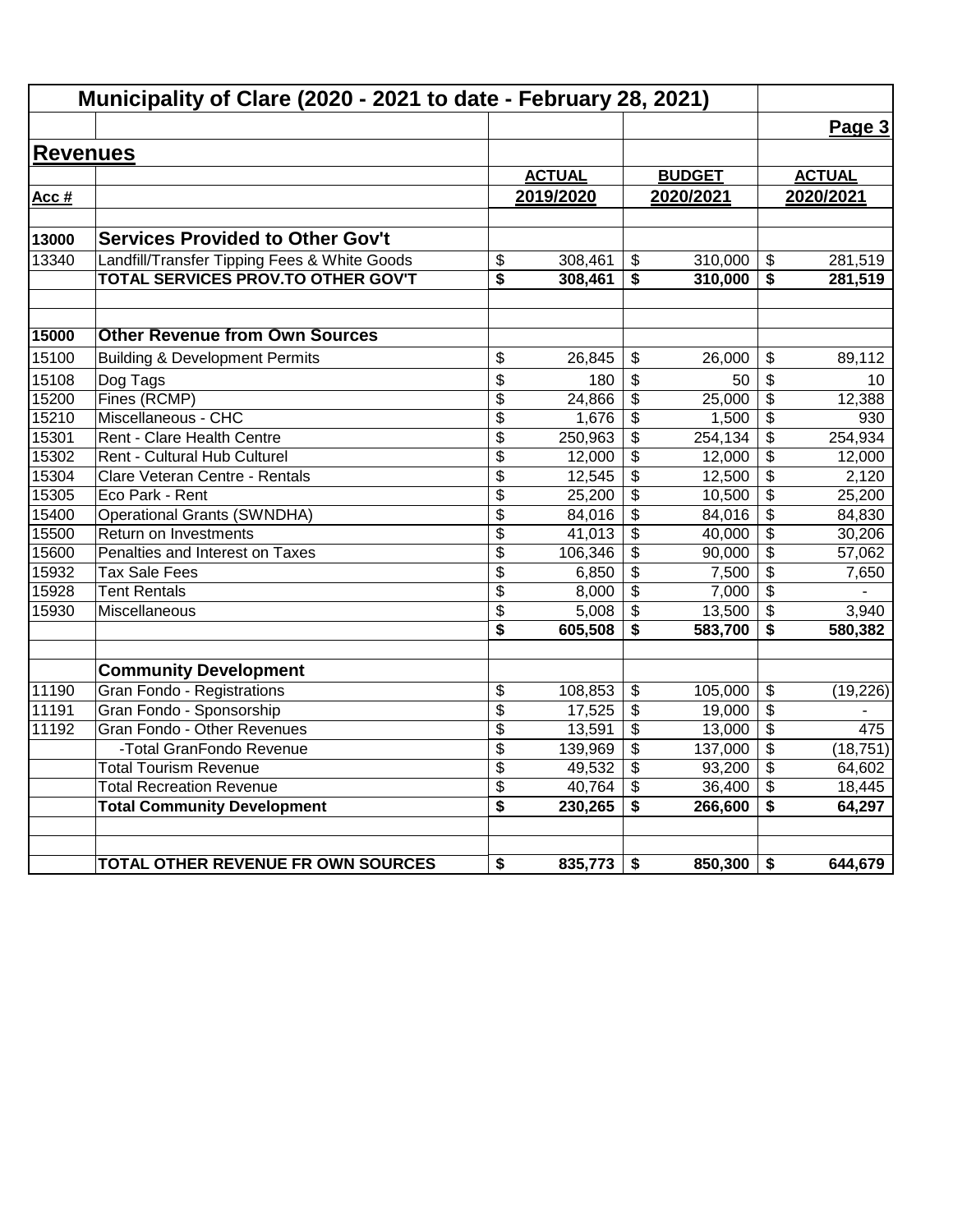# Municipality of Clare (2020 - 2021 to date - February 28, 2021)

## Revenues

| Acc # | | ACTUAL 2019/2020 | BUDGET 2020/2021 | ACTUAL 2020/2021 |
|---|---|---|---|---|
| **13000** | **Services Provided to Other Gov't** | | | |
| 13340 | Landfill/Transfer Tipping Fees & White Goods | $ 308,461 | $ 310,000 | $ 281,519 |
| | **TOTAL SERVICES PROV.TO OTHER GOV'T** | **$ 308,461** | **$ 310,000** | **$ 281,519** |
| | | | | |
| **15000** | **Other Revenue from Own Sources** | | | |
| 15100 | Building & Development Permits | $ 26,845 | $ 26,000 | $ 89,112 |
| 15108 | Dog Tags | $ 180 | $ 50 | $ 10 |
| 15200 | Fines (RCMP) | $ 24,866 | $ 25,000 | $ 12,388 |
| 15210 | Miscellaneous - CHC | $ 1,676 | $ 1,500 | $ 930 |
| 15301 | Rent - Clare Health Centre | $ 250,963 | $ 254,134 | $ 254,934 |
| 15302 | Rent - Cultural Hub Culturel | $ 12,000 | $ 12,000 | $ 12,000 |
| 15304 | Clare Veteran Centre - Rentals | $ 12,545 | $ 12,500 | $ 2,120 |
| 15305 | Eco Park - Rent | $ 25,200 | $ 10,500 | $ 25,200 |
| 15400 | Operational Grants (SWNDHA) | $ 84,016 | $ 84,016 | $ 84,830 |
| 15500 | Return on Investments | $ 41,013 | $ 40,000 | $ 30,206 |
| 15600 | Penalties and Interest on Taxes | $ 106,346 | $ 90,000 | $ 57,062 |
| 15932 | Tax Sale Fees | $ 6,850 | $ 7,500 | $ 7,650 |
| 15928 | Tent Rentals | $ 8,000 | $ 7,000 | $ - |
| 15930 | Miscellaneous | $ 5,008 | $ 13,500 | $ 3,940 |
| | | **$ 605,508** | **$ 583,700** | **$ 580,382** |
| | | | | |
| | **Community Development** | | | |
| 11190 | Gran Fondo - Registrations | $ 108,853 | $ 105,000 | $ (19,226) |
| 11191 | Gran Fondo - Sponsorship | $ 17,525 | $ 19,000 | $ - |
| 11192 | Gran Fondo - Other Revenues | $ 13,591 | $ 13,000 | $ 475 |
| | -Total GranFondo Revenue | $ 139,969 | $ 137,000 | $ (18,751) |
| | Total Tourism Revenue | $ 49,532 | $ 93,200 | $ 64,602 |
| | Total Recreation Revenue | $ 40,764 | $ 36,400 | $ 18,445 |
| | **Total Community Development** | **$ 230,265** | **$ 266,600** | **$ 64,297** |
| | | | | |
| | **TOTAL OTHER REVENUE FR OWN SOURCES** | **$ 835,773** | **$ 850,300** | **$ 644,679** |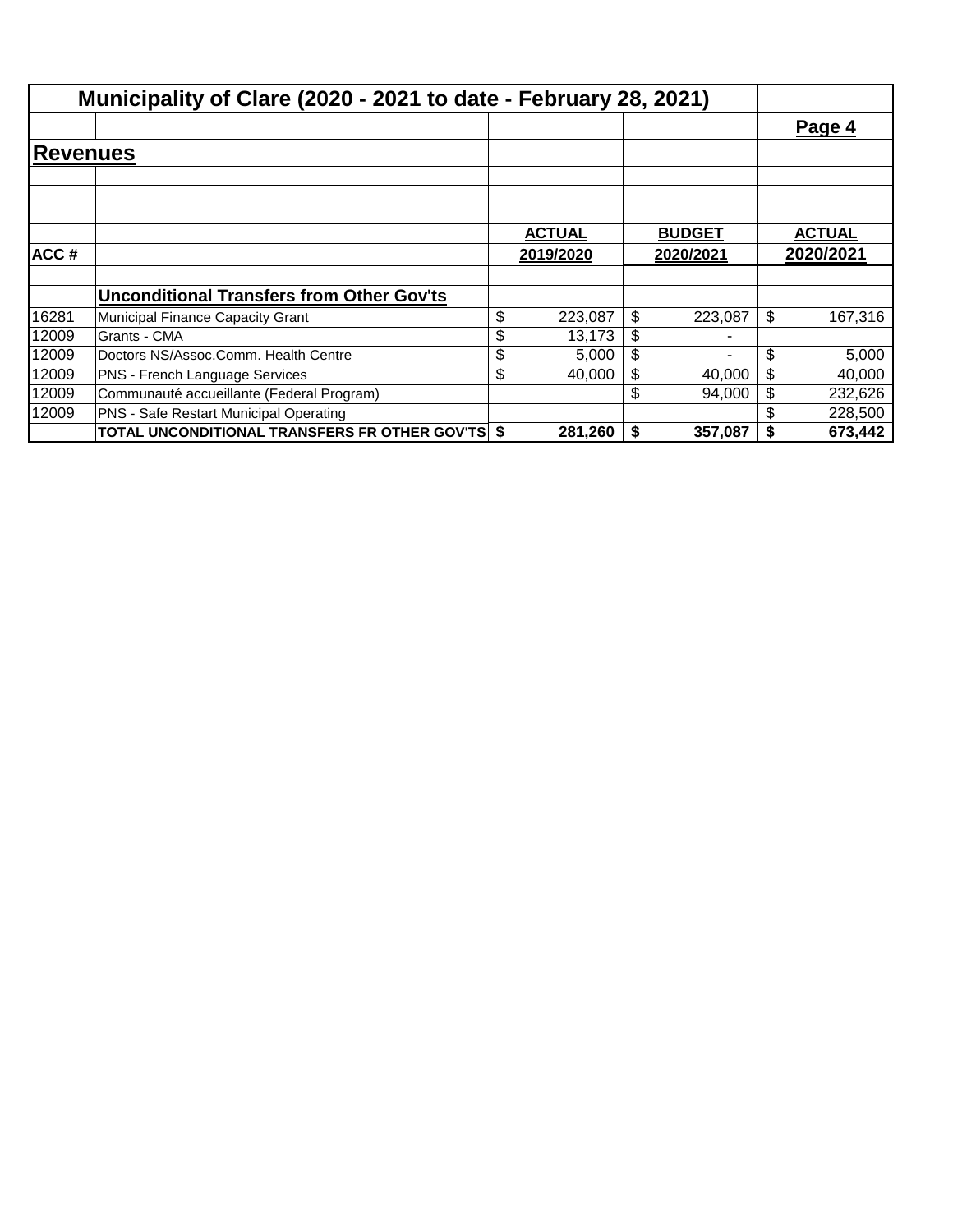# Municipality of Clare (2020 - 2021 to date - February 28, 2021)

**Page 4**

## Revenues

| ACC # | | ACTUAL 2019/2020 | BUDGET 2020/2021 | ACTUAL 2020/2021 |
|---|---|---|---|---|
| | **Unconditional Transfers from Other Gov'ts** | | | |
| 16281 | Municipal Finance Capacity Grant | $ 223,087 | $ 223,087 | $ 167,316 |
| 12009 | Grants - CMA | $ 13,173 | $ - | |
| 12009 | Doctors NS/Assoc.Comm. Health Centre | $ 5,000 | $ - | $ 5,000 |
| 12009 | PNS - French Language Services | $ 40,000 | $ 40,000 | $ 40,000 |
| 12009 | Communauté accueillante (Federal Program) | | $ 94,000 | $ 232,626 |
| 12009 | PNS - Safe Restart Municipal Operating | | | $ 228,500 |
| | **TOTAL UNCONDITIONAL TRANSFERS FR OTHER GOV'TS** | **$ 281,260** | **$ 357,087** | **$ 673,442** |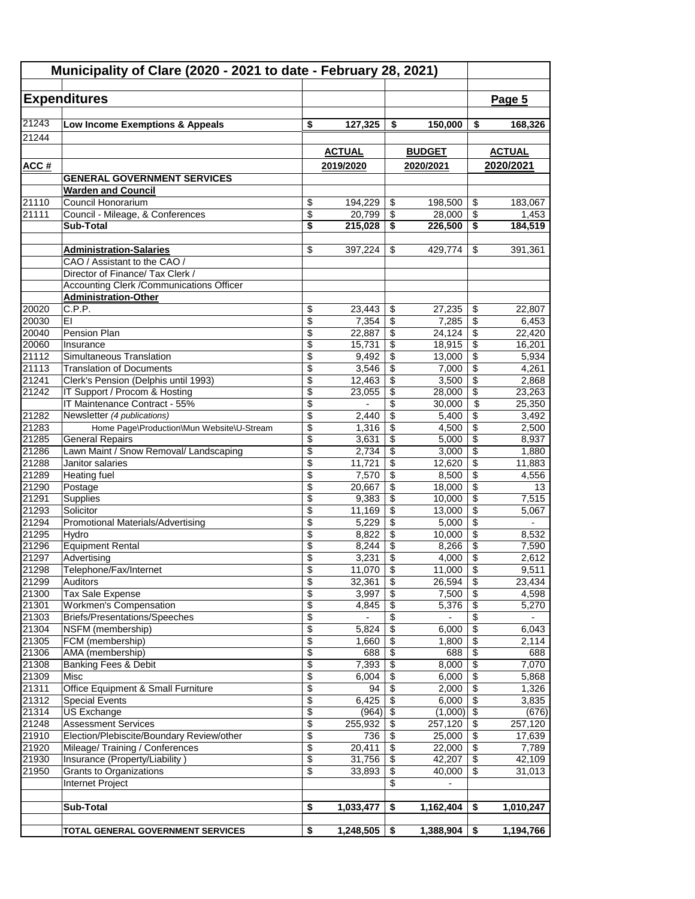# Municipality of Clare (2020 - 2021 to date - February 28, 2021)

## Expenditures

**Page 5**

| ACC # | | ACTUAL 2019/2020 | BUDGET 2020/2021 | ACTUAL 2020/2021 |
|---|---|---|---|---|
| 21243 | **Low Income Exemptions & Appeals** | **$ 127,325** | **$ 150,000** | **$ 168,326** |
| 21244 | | | | |
| | **GENERAL GOVERNMENT SERVICES** | | | |
| | **Warden and Council** | | | |
| 21110 | Council Honorarium | $ 194,229 | $ 198,500 | $ 183,067 |
| 21111 | Council - Mileage, & Conferences | $ 20,799 | $ 28,000 | $ 1,453 |
| | **Sub-Total** | **$ 215,028** | **$ 226,500** | **$ 184,519** |
| | | | | |
| | **Administration-Salaries** | $ 397,224 | $ 429,774 | $ 391,361 |
| | CAO / Assistant to the CAO / | | | |
| | Director of Finance/ Tax Clerk / | | | |
| | Accounting Clerk /Communications Officer | | | |
| | **Administration-Other** | | | |
| 20020 | C.P.P. | $ 23,443 | $ 27,235 | $ 22,807 |
| 20030 | EI | $ 7,354 | $ 7,285 | $ 6,453 |
| 20040 | Pension Plan | $ 22,887 | $ 24,124 | $ 22,420 |
| 20060 | Insurance | $ 15,731 | $ 18,915 | $ 16,201 |
| 21112 | Simultaneous Translation | $ 9,492 | $ 13,000 | $ 5,934 |
| 21113 | Translation of Documents | $ 3,546 | $ 7,000 | $ 4,261 |
| 21241 | Clerk's Pension (Delphis until 1993) | $ 12,463 | $ 3,500 | $ 2,868 |
| 21242 | IT Support / Procom & Hosting | $ 23,055 | $ 28,000 | $ 23,263 |
| | IT Maintenance Contract - 55% | $ - | $ 30,000 | $ 25,350 |
| 21282 | Newsletter *(4 publications)* | $ 2,440 | $ 5,400 | $ 3,492 |
| 21283 | Home Page\Production\Mun Website\U-Stream | $ 1,316 | $ 4,500 | $ 2,500 |
| 21285 | General Repairs | $ 3,631 | $ 5,000 | $ 8,937 |
| 21286 | Lawn Maint / Snow Removal/ Landscaping | $ 2,734 | $ 3,000 | $ 1,880 |
| 21288 | Janitor salaries | $ 11,721 | $ 12,620 | $ 11,883 |
| 21289 | Heating fuel | $ 7,570 | $ 8,500 | $ 4,556 |
| 21290 | Postage | $ 20,667 | $ 18,000 | $ 13 |
| 21291 | Supplies | $ 9,383 | $ 10,000 | $ 7,515 |
| 21293 | Solicitor | $ 11,169 | $ 13,000 | $ 5,067 |
| 21294 | Promotional Materials/Advertising | $ 5,229 | $ 5,000 | $ - |
| 21295 | Hydro | $ 8,822 | $ 10,000 | $ 8,532 |
| 21296 | Equipment Rental | $ 8,244 | $ 8,266 | $ 7,590 |
| 21297 | Advertising | $ 3,231 | $ 4,000 | $ 2,612 |
| 21298 | Telephone/Fax/Internet | $ 11,070 | $ 11,000 | $ 9,511 |
| 21299 | Auditors | $ 32,361 | $ 26,594 | $ 23,434 |
| 21300 | Tax Sale Expense | $ 3,997 | $ 7,500 | $ 4,598 |
| 21301 | Workmen's Compensation | $ 4,845 | $ 5,376 | $ 5,270 |
| 21303 | Briefs/Presentations/Speeches | $ - | $ - | $ - |
| 21304 | NSFM (membership) | $ 5,824 | $ 6,000 | $ 6,043 |
| 21305 | FCM (membership) | $ 1,660 | $ 1,800 | $ 2,114 |
| 21306 | AMA (membership) | $ 688 | $ 688 | $ 688 |
| 21308 | Banking Fees & Debit | $ 7,393 | $ 8,000 | $ 7,070 |
| 21309 | Misc | $ 6,004 | $ 6,000 | $ 5,868 |
| 21311 | Office Equipment & Small Furniture | $ 94 | $ 2,000 | $ 1,326 |
| 21312 | Special Events | $ 6,425 | $ 6,000 | $ 3,835 |
| 21314 | US Exchange | $ (964) | $ (1,000) | $ (676) |
| 21248 | Assessment Services | $ 255,932 | $ 257,120 | $ 257,120 |
| 21910 | Election/Plebiscite/Boundary Review/other | $ 736 | $ 25,000 | $ 17,639 |
| 21920 | Mileage/ Training / Conferences | $ 20,411 | $ 22,000 | $ 7,789 |
| 21930 | Insurance (Property/Liability ) | $ 31,756 | $ 42,207 | $ 42,109 |
| 21950 | Grants to Organizations | $ 33,893 | $ 40,000 | $ 31,013 |
| | Internet Project | | $ - | |
| | | | | |
| | **Sub-Total** | **$ 1,033,477** | **$ 1,162,404** | **$ 1,010,247** |
| | | | | |
| | **TOTAL GENERAL GOVERNMENT SERVICES** | **$ 1,248,505** | **$ 1,388,904** | **$ 1,194,766** |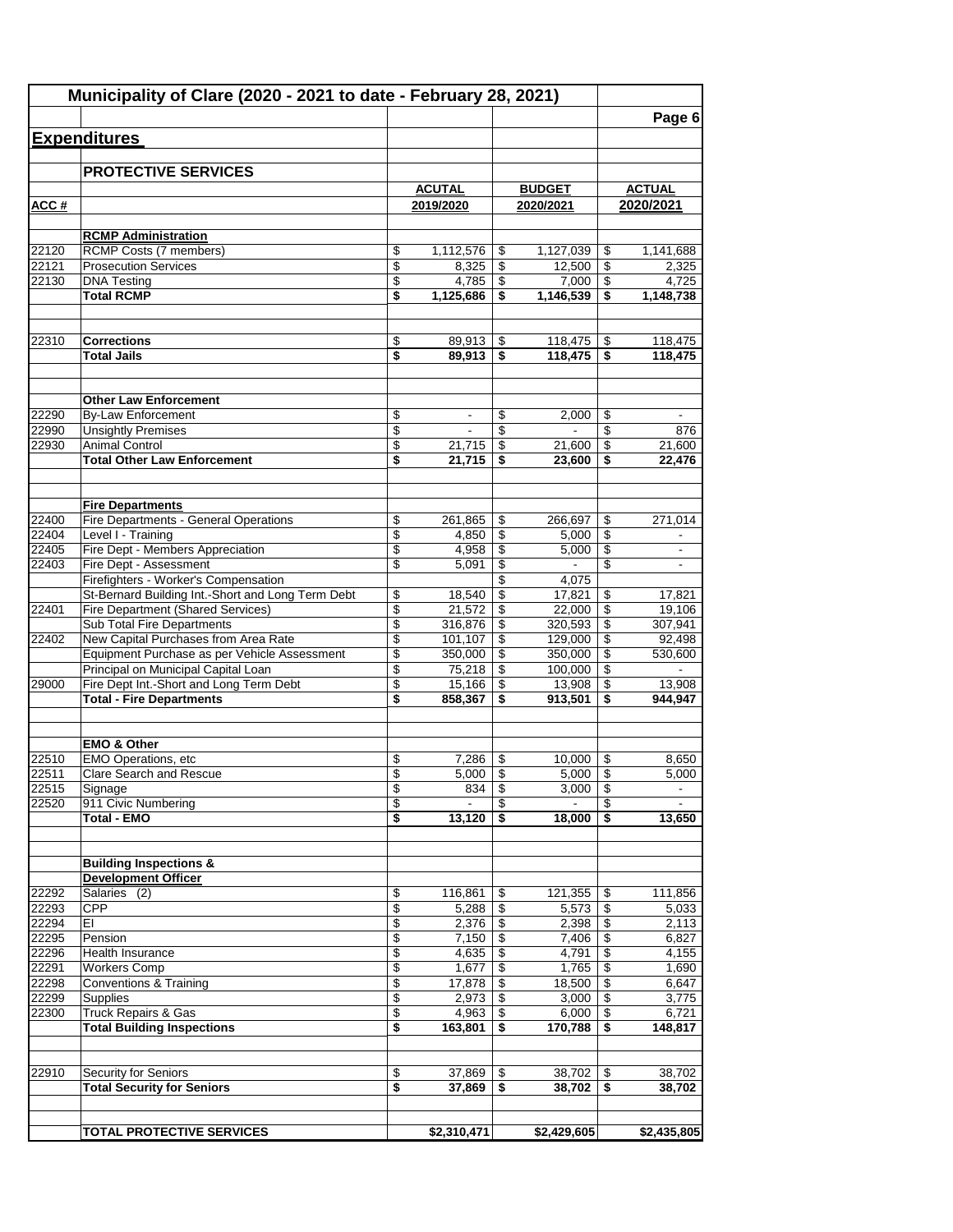## Municipality of Clare (2020 - 2021 to date - February 28, 2021)

### Expenditures

#### PROTECTIVE SERVICES

| ACC # | | ACUTAL 2019/2020 | BUDGET 2020/2021 | ACTUAL 2020/2021 |
|---|---|---|---|---|
| | **RCMP Administration** | | | |
| 22120 | RCMP Costs (7 members) | $ 1,112,576 | $ 1,127,039 | $ 1,141,688 |
| 22121 | Prosecution Services | $ 8,325 | $ 12,500 | $ 2,325 |
| 22130 | DNA Testing | $ 4,785 | $ 7,000 | $ 4,725 |
| | **Total RCMP** | **$ 1,125,686** | **$ 1,146,539** | **$ 1,148,738** |
| | | | | |
| 22310 | **Corrections** | $ 89,913 | $ 118,475 | $ 118,475 |
| | **Total Jails** | **$ 89,913** | **$ 118,475** | **$ 118,475** |
| | | | | |
| | **Other Law Enforcement** | | | |
| 22290 | By-Law Enforcement | $ - | $ 2,000 | $ - |
| 22990 | Unsightly Premises | $ - | $ - | $ 876 |
| 22930 | Animal Control | $ 21,715 | $ 21,600 | $ 21,600 |
| | **Total Other Law Enforcement** | **$ 21,715** | **$ 23,600** | **$ 22,476** |
| | | | | |
| | **Fire Departments** | | | |
| 22400 | Fire Departments - General Operations | $ 261,865 | $ 266,697 | $ 271,014 |
| 22404 | Level I - Training | $ 4,850 | $ 5,000 | $ - |
| 22405 | Fire Dept - Members Appreciation | $ 4,958 | $ 5,000 | $ - |
| 22403 | Fire Dept - Assessment | $ 5,091 | $ - | $ - |
| | Firefighters - Worker's Compensation | | $ 4,075 | |
| | St-Bernard Building Int.-Short and Long Term Debt | $ 18,540 | $ 17,821 | $ 17,821 |
| 22401 | Fire Department (Shared Services) | $ 21,572 | $ 22,000 | $ 19,106 |
| | Sub Total Fire Departments | $ 316,876 | $ 320,593 | $ 307,941 |
| 22402 | New Capital Purchases from Area Rate | $ 101,107 | $ 129,000 | $ 92,498 |
| | Equipment Purchase as per Vehicle Assessment | $ 350,000 | $ 350,000 | $ 530,600 |
| | Principal on Municipal Capital Loan | $ 75,218 | $ 100,000 | $ - |
| 29000 | Fire Dept Int.-Short and Long Term Debt | $ 15,166 | $ 13,908 | $ 13,908 |
| | **Total - Fire Departments** | **$ 858,367** | **$ 913,501** | **$ 944,947** |
| | | | | |
| | **EMO & Other** | | | |
| 22510 | EMO Operations, etc | $ 7,286 | $ 10,000 | $ 8,650 |
| 22511 | Clare Search and Rescue | $ 5,000 | $ 5,000 | $ 5,000 |
| 22515 | Signage | $ 834 | $ 3,000 | $ - |
| 22520 | 911 Civic Numbering | $ - | $ - | $ - |
| | **Total - EMO** | **$ 13,120** | **$ 18,000** | **$ 13,650** |
| | | | | |
| | **Building Inspections & Development Officer** | | | |
| 22292 | Salaries (2) | $ 116,861 | $ 121,355 | $ 111,856 |
| 22293 | CPP | $ 5,288 | $ 5,573 | $ 5,033 |
| 22294 | EI | $ 2,376 | $ 2,398 | $ 2,113 |
| 22295 | Pension | $ 7,150 | $ 7,406 | $ 6,827 |
| 22296 | Health Insurance | $ 4,635 | $ 4,791 | $ 4,155 |
| 22291 | Workers Comp | $ 1,677 | $ 1,765 | $ 1,690 |
| 22298 | Conventions & Training | $ 17,878 | $ 18,500 | $ 6,647 |
| 22299 | Supplies | $ 2,973 | $ 3,000 | $ 3,775 |
| 22300 | Truck Repairs & Gas | $ 4,963 | $ 6,000 | $ 6,721 |
| | **Total Building Inspections** | **$ 163,801** | **$ 170,788** | **$ 148,817** |
| | | | | |
| 22910 | Security for Seniors | $ 37,869 | $ 38,702 | $ 38,702 |
| | **Total Security for Seniors** | **$ 37,869** | **$ 38,702** | **$ 38,702** |
| | | | | |
| | **TOTAL PROTECTIVE SERVICES** | **$2,310,471** | **$2,429,605** | **$2,435,805** |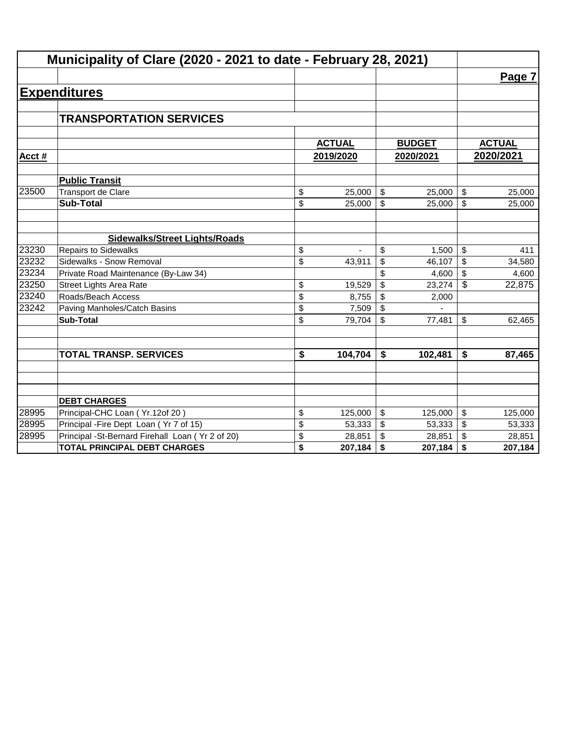# Municipality of Clare (2020 - 2021 to date - February 28, 2021)

## Expenditures

### TRANSPORTATION SERVICES

| Acct # | | ACTUAL 2019/2020 | BUDGET 2020/2021 | ACTUAL 2020/2021 |
|---|---|---|---|---|
| | **Public Transit** | | | |
| 23500 | Transport de Clare | $ 25,000 | $ 25,000 | $ 25,000 |
| | **Sub-Total** | $ 25,000 | $ 25,000 | $ 25,000 |
| | | | | |
| | **Sidewalks/Street Lights/Roads** | | | |
| 23230 | Repairs to Sidewalks | $ - | $ 1,500 | $ 411 |
| 23232 | Sidewalks - Snow Removal | $ 43,911 | $ 46,107 | $ 34,580 |
| 23234 | Private Road Maintenance (By-Law 34) | | $ 4,600 | $ 4,600 |
| 23250 | Street Lights Area Rate | $ 19,529 | $ 23,274 | $ 22,875 |
| 23240 | Roads/Beach Access | $ 8,755 | $ 2,000 | |
| 23242 | Paving Manholes/Catch Basins | $ 7,509 | $ - | |
| | **Sub-Total** | $ 79,704 | $ 77,481 | $ 62,465 |
| | | | | |
| | **TOTAL TRANSP. SERVICES** | **$ 104,704** | **$ 102,481** | **$ 87,465** |
| | | | | |
| | **DEBT CHARGES** | | | |
| 28995 | Principal-CHC Loan ( Yr.12of 20 ) | $ 125,000 | $ 125,000 | $ 125,000 |
| 28995 | Principal -Fire Dept Loan ( Yr 7 of 15) | $ 53,333 | $ 53,333 | $ 53,333 |
| 28995 | Principal -St-Bernard Firehall Loan ( Yr 2 of 20) | $ 28,851 | $ 28,851 | $ 28,851 |
| | **TOTAL PRINCIPAL DEBT CHARGES** | **$ 207,184** | **$ 207,184** | **$ 207,184** |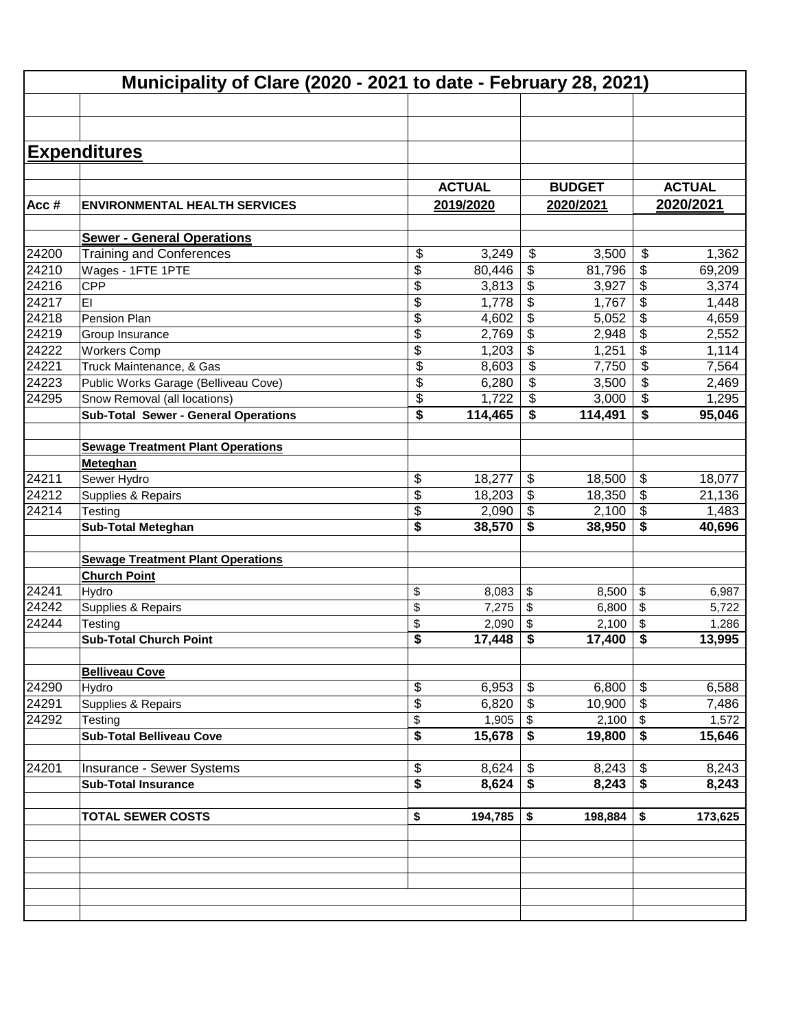# Municipality of Clare (2020 - 2021 to date - February 28, 2021)

## Expenditures

| Acc # | ENVIRONMENTAL HEALTH SERVICES | ACTUAL 2019/2020 | BUDGET 2020/2021 | ACTUAL 2020/2021 |
|---|---|---|---|---|
| | **Sewer - General Operations** | | | |
| 24200 | Training and Conferences | $ 3,249 | $ 3,500 | $ 1,362 |
| 24210 | Wages - 1FTE 1PTE | $ 80,446 | $ 81,796 | $ 69,209 |
| 24216 | CPP | $ 3,813 | $ 3,927 | $ 3,374 |
| 24217 | EI | $ 1,778 | $ 1,767 | $ 1,448 |
| 24218 | Pension Plan | $ 4,602 | $ 5,052 | $ 4,659 |
| 24219 | Group Insurance | $ 2,769 | $ 2,948 | $ 2,552 |
| 24222 | Workers Comp | $ 1,203 | $ 1,251 | $ 1,114 |
| 24221 | Truck Maintenance, & Gas | $ 8,603 | $ 7,750 | $ 7,564 |
| 24223 | Public Works Garage (Belliveau Cove) | $ 6,280 | $ 3,500 | $ 2,469 |
| 24295 | Snow Removal (all locations) | $ 1,722 | $ 3,000 | $ 1,295 |
| | **Sub-Total Sewer - General Operations** | **$ 114,465** | **$ 114,491** | **$ 95,046** |
| | | | | |
| | **Sewage Treatment Plant Operations** | | | |
| | **Meteghan** | | | |
| 24211 | Sewer Hydro | $ 18,277 | $ 18,500 | $ 18,077 |
| 24212 | Supplies & Repairs | $ 18,203 | $ 18,350 | $ 21,136 |
| 24214 | Testing | $ 2,090 | $ 2,100 | $ 1,483 |
| | **Sub-Total Meteghan** | **$ 38,570** | **$ 38,950** | **$ 40,696** |
| | | | | |
| | **Sewage Treatment Plant Operations** | | | |
| | **Church Point** | | | |
| 24241 | Hydro | $ 8,083 | $ 8,500 | $ 6,987 |
| 24242 | Supplies & Repairs | $ 7,275 | $ 6,800 | $ 5,722 |
| 24244 | Testing | $ 2,090 | $ 2,100 | $ 1,286 |
| | **Sub-Total Church Point** | **$ 17,448** | **$ 17,400** | **$ 13,995** |
| | | | | |
| | **Belliveau Cove** | | | |
| 24290 | Hydro | $ 6,953 | $ 6,800 | $ 6,588 |
| 24291 | Supplies & Repairs | $ 6,820 | $ 10,900 | $ 7,486 |
| 24292 | Testing | $ 1,905 | $ 2,100 | $ 1,572 |
| | **Sub-Total Belliveau Cove** | **$ 15,678** | **$ 19,800** | **$ 15,646** |
| | | | | |
| 24201 | Insurance - Sewer Systems | $ 8,624 | $ 8,243 | $ 8,243 |
| | **Sub-Total Insurance** | **$ 8,624** | **$ 8,243** | **$ 8,243** |
| | | | | |
| | **TOTAL SEWER COSTS** | **$ 194,785** | **$ 198,884** | **$ 173,625** |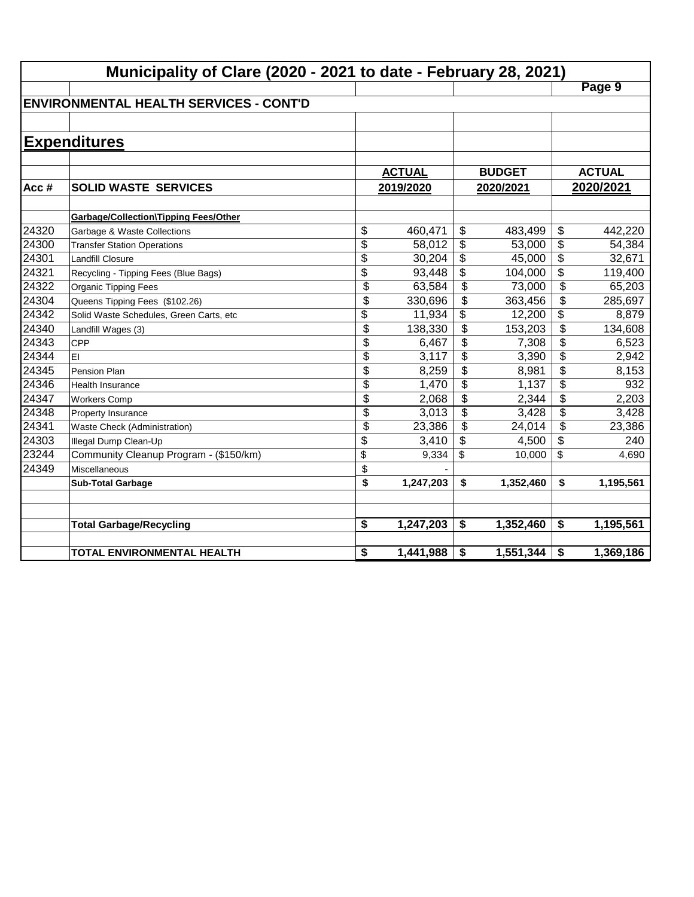# Municipality of Clare (2020 - 2021 to date - February 28, 2021)

Page 9

## ENVIRONMENTAL HEALTH SERVICES - CONT'D

## Expenditures

| Acc # | SOLID WASTE SERVICES | ACTUAL 2019/2020 | BUDGET 2020/2021 | ACTUAL 2020/2021 |
|---|---|---|---|---|
| | **Garbage/Collection\Tipping Fees/Other** | | | |
| 24320 | Garbage & Waste Collections | $ 460,471 | $ 483,499 | $ 442,220 |
| 24300 | Transfer Station Operations | $ 58,012 | $ 53,000 | $ 54,384 |
| 24301 | Landfill Closure | $ 30,204 | $ 45,000 | $ 32,671 |
| 24321 | Recycling - Tipping Fees (Blue Bags) | $ 93,448 | $ 104,000 | $ 119,400 |
| 24322 | Organic Tipping Fees | $ 63,584 | $ 73,000 | $ 65,203 |
| 24304 | Queens Tipping Fees ($102.26) | $ 330,696 | $ 363,456 | $ 285,697 |
| 24342 | Solid Waste Schedules, Green Carts, etc | $ 11,934 | $ 12,200 | $ 8,879 |
| 24340 | Landfill Wages (3) | $ 138,330 | $ 153,203 | $ 134,608 |
| 24343 | CPP | $ 6,467 | $ 7,308 | $ 6,523 |
| 24344 | EI | $ 3,117 | $ 3,390 | $ 2,942 |
| 24345 | Pension Plan | $ 8,259 | $ 8,981 | $ 8,153 |
| 24346 | Health Insurance | $ 1,470 | $ 1,137 | $ 932 |
| 24347 | Workers Comp | $ 2,068 | $ 2,344 | $ 2,203 |
| 24348 | Property Insurance | $ 3,013 | $ 3,428 | $ 3,428 |
| 24341 | Waste Check (Administration) | $ 23,386 | $ 24,014 | $ 23,386 |
| 24303 | Illegal Dump Clean-Up | $ 3,410 | $ 4,500 | $ 240 |
| 23244 | Community Cleanup Program - ($150/km) | $ 9,334 | $ 10,000 | $ 4,690 |
| 24349 | Miscellaneous | $ - | | |
| | **Sub-Total Garbage** | **$ 1,247,203** | **$ 1,352,460** | **$ 1,195,561** |
| | | | | |
| | **Total Garbage/Recycling** | **$ 1,247,203** | **$ 1,352,460** | **$ 1,195,561** |
| | | | | |
| | **TOTAL ENVIRONMENTAL HEALTH** | **$ 1,441,988** | **$ 1,551,344** | **$ 1,369,186** |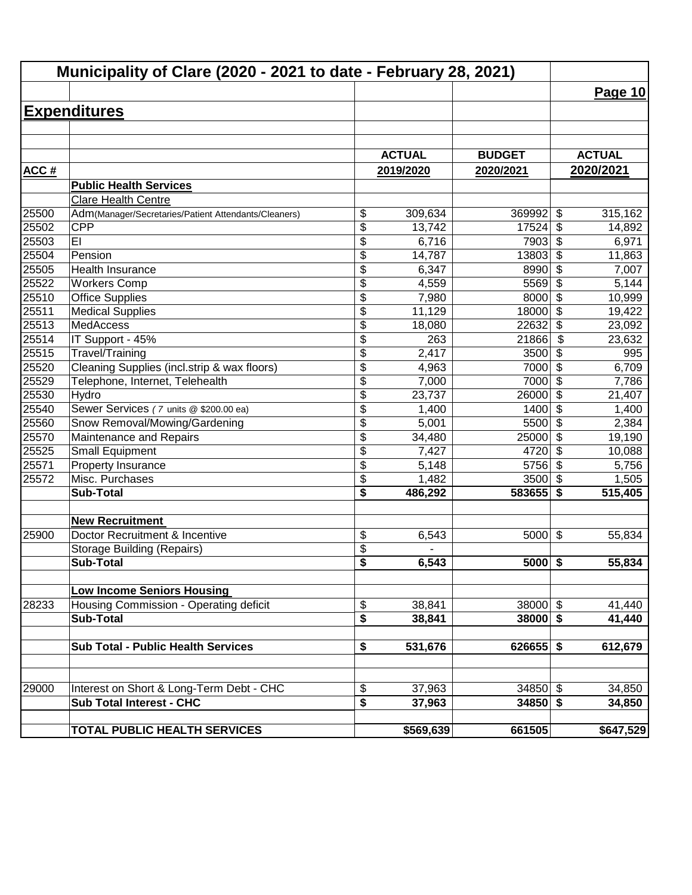# Municipality of Clare (2020 - 2021 to date - February 28, 2021)

## Expenditures

| ACC # | | ACTUAL 2019/2020 | BUDGET 2020/2021 | ACTUAL 2020/2021 |
|---|---|---|---|---|
| | **Public Health Services** | | | |
| | Clare Health Centre | | | |
| 25500 | Adm(Manager/Secretaries/Patient Attendants/Cleaners) | $ 309,634 | 369992 | $ 315,162 |
| 25502 | CPP | $ 13,742 | 17524 | $ 14,892 |
| 25503 | EI | $ 6,716 | 7903 | $ 6,971 |
| 25504 | Pension | $ 14,787 | 13803 | $ 11,863 |
| 25505 | Health Insurance | $ 6,347 | 8990 | $ 7,007 |
| 25522 | Workers Comp | $ 4,559 | 5569 | $ 5,144 |
| 25510 | Office Supplies | $ 7,980 | 8000 | $ 10,999 |
| 25511 | Medical Supplies | $ 11,129 | 18000 | $ 19,422 |
| 25513 | MedAccess | $ 18,080 | 22632 | $ 23,092 |
| 25514 | IT Support - 45% | $ 263 | 21866 | $ 23,632 |
| 25515 | Travel/Training | $ 2,417 | 3500 | $ 995 |
| 25520 | Cleaning Supplies (incl.strip & wax floors) | $ 4,963 | 7000 | $ 6,709 |
| 25529 | Telephone, Internet, Telehealth | $ 7,000 | 7000 | $ 7,786 |
| 25530 | Hydro | $ 23,737 | 26000 | $ 21,407 |
| 25540 | Sewer Services ( 7 units @ $200.00 ea) | $ 1,400 | 1400 | $ 1,400 |
| 25560 | Snow Removal/Mowing/Gardening | $ 5,001 | 5500 | $ 2,384 |
| 25570 | Maintenance and Repairs | $ 34,480 | 25000 | $ 19,190 |
| 25525 | Small Equipment | $ 7,427 | 4720 | $ 10,088 |
| 25571 | Property Insurance | $ 5,148 | 5756 | $ 5,756 |
| 25572 | Misc. Purchases | $ 1,482 | 3500 | $ 1,505 |
| | **Sub-Total** | **$ 486,292** | **583655** | **$ 515,405** |
| | | | | |
| | **New Recruitment** | | | |
| 25900 | Doctor Recruitment & Incentive | $ 6,543 | 5000 | $ 55,834 |
| | Storage Building (Repairs) | $ - | | |
| | **Sub-Total** | **$ 6,543** | **5000** | **$ 55,834** |
| | | | | |
| | **Low Income Seniors Housing** | | | |
| 28233 | Housing Commission - Operating deficit | $ 38,841 | 38000 | $ 41,440 |
| | **Sub-Total** | **$ 38,841** | **38000** | **$ 41,440** |
| | | | | |
| | **Sub Total - Public Health Services** | **$ 531,676** | **626655** | **$ 612,679** |
| | | | | |
| 29000 | Interest on Short & Long-Term Debt - CHC | $ 37,963 | 34850 | $ 34,850 |
| | **Sub Total Interest - CHC** | **$ 37,963** | **34850** | **$ 34,850** |
| | | | | |
| | **TOTAL PUBLIC HEALTH SERVICES** | **$569,639** | **661505** | **$647,529** |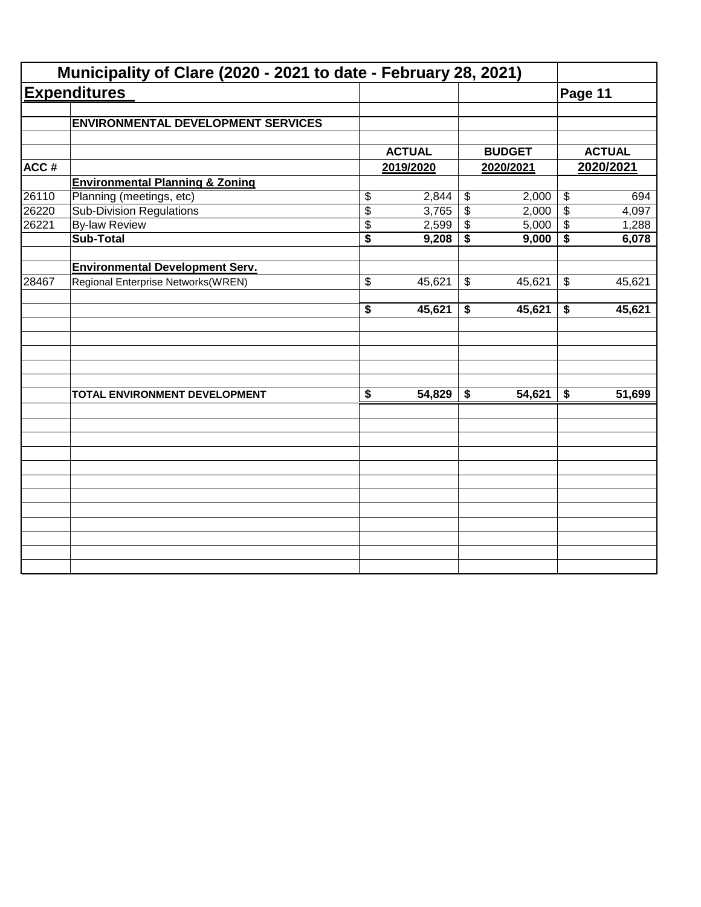# Municipality of Clare (2020 - 2021 to date - February 28, 2021)

## Expenditures

Page 11

| | ENVIRONMENTAL DEVELOPMENT SERVICES | | | |
|---|---|---|---|---|
| | | **ACTUAL** | **BUDGET** | **ACTUAL** |
| **ACC #** | | **2019/2020** | **2020/2021** | **2020/2021** |
| | **Environmental Planning & Zoning** | | | |
| 26110 | Planning (meetings, etc) | $ 2,844 | $ 2,000 | $ 694 |
| 26220 | Sub-Division Regulations | $ 3,765 | $ 2,000 | $ 4,097 |
| 26221 | By-law Review | $ 2,599 | $ 5,000 | $ 1,288 |
| | **Sub-Total** | **$ 9,208** | **$ 9,000** | **$ 6,078** |
| | **Environmental Development Serv.** | | | |
| 28467 | Regional Enterprise Networks(WREN) | $ 45,621 | $ 45,621 | $ 45,621 |
| | | **$ 45,621** | **$ 45,621** | **$ 45,621** |
| | **TOTAL ENVIRONMENT DEVELOPMENT** | **$ 54,829** | **$ 54,621** | **$ 51,699** |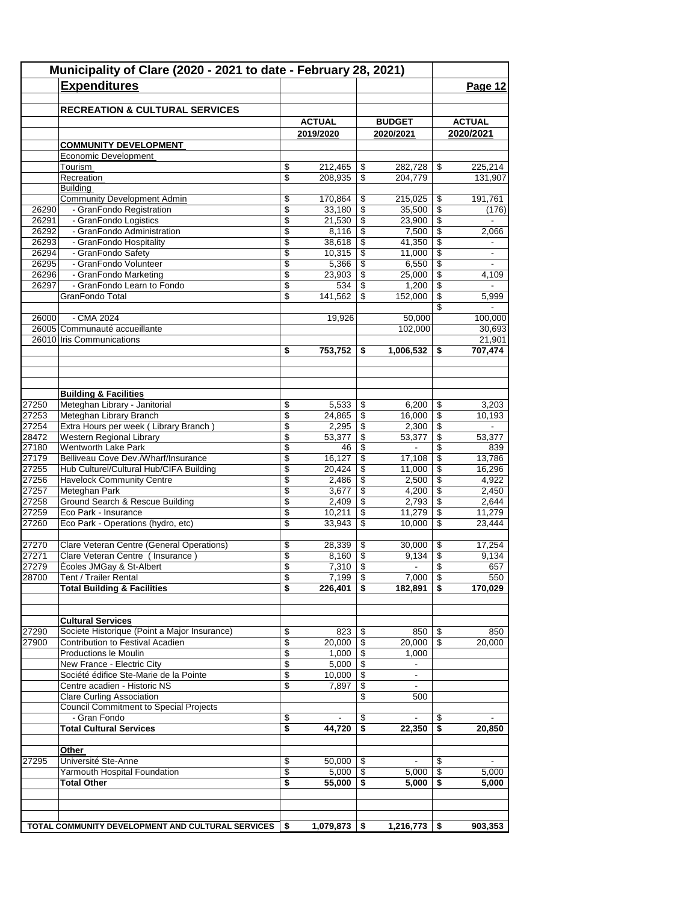# Municipality of Clare (2020 - 2021 to date - February 28, 2021)

## Expenditures

### RECREATION & CULTURAL SERVICES

| Code | Item | ACTUAL 2019/2020 | BUDGET 2020/2021 | ACTUAL 2020/2021 |
|---|---|---|---|---|
| | **COMMUNITY DEVELOPMENT** | | | |
| | Economic Development | | | |
| | Tourism | $ 212,465 | $ 282,728 | $ 225,214 |
| | Recreation | $ 208,935 | $ 204,779 | 131,907 |
| | Building | | | |
| | Community Development Admin | $ 170,864 | $ 215,025 | $ 191,761 |
| 26290 | - GranFondo Registration | $ 33,180 | $ 35,500 | $ (176) |
| 26291 | - GranFondo Logistics | $ 21,530 | $ 23,900 | $ - |
| 26292 | - GranFondo Administration | $ 8,116 | $ 7,500 | $ 2,066 |
| 26293 | - GranFondo Hospitality | $ 38,618 | $ 41,350 | $ - |
| 26294 | - GranFondo Safety | $ 10,315 | $ 11,000 | $ - |
| 26295 | - GranFondo Volunteer | $ 5,366 | $ 6,550 | $ - |
| 26296 | - GranFondo Marketing | $ 23,903 | $ 25,000 | $ 4,109 |
| 26297 | - GranFondo Learn to Fondo | $ 534 | $ 1,200 | $ - |
| | GranFondo Total | $ 141,562 | $ 152,000 | $ 5,999 |
| | | | | $ - |
| 26000 | - CMA 2024 | 19,926 | 50,000 | 100,000 |
| 26005 | Communauté accueillante | | 102,000 | 30,693 |
| 26010 | Iris Communications | | | 21,901 |
| | | **$ 753,752** | **$ 1,006,532** | **$ 707,474** |
| | **Building & Facilities** | | | |
| 27250 | Meteghan Library - Janitorial | $ 5,533 | $ 6,200 | $ 3,203 |
| 27253 | Meteghan Library Branch | $ 24,865 | $ 16,000 | $ 10,193 |
| 27254 | Extra Hours per week ( Library Branch ) | $ 2,295 | $ 2,300 | $ - |
| 28472 | Western Regional Library | $ 53,377 | $ 53,377 | $ 53,377 |
| 27180 | Wentworth Lake Park | $ 46 | $ - | $ 839 |
| 27179 | Belliveau Cove Dev./Wharf/Insurance | $ 16,127 | $ 17,108 | $ 13,786 |
| 27255 | Hub Culturel/Cultural Hub/CIFA Building | $ 20,424 | $ 11,000 | $ 16,296 |
| 27256 | Havelock Community Centre | $ 2,486 | $ 2,500 | $ 4,922 |
| 27257 | Meteghan Park | $ 3,677 | $ 4,200 | $ 2,450 |
| 27258 | Ground Search & Rescue Building | $ 2,409 | $ 2,793 | $ 2,644 |
| 27259 | Eco Park - Insurance | $ 10,211 | $ 11,279 | $ 11,279 |
| 27260 | Eco Park - Operations (hydro, etc) | $ 33,943 | $ 10,000 | $ 23,444 |
| 27270 | Clare Veteran Centre (General Operations) | $ 28,339 | $ 30,000 | $ 17,254 |
| 27271 | Clare Veteran Centre ( Insurance ) | $ 8,160 | $ 9,134 | $ 9,134 |
| 27279 | Écoles JMGay & St-Albert | $ 7,310 | $ - | $ 657 |
| 28700 | Tent / Trailer Rental | $ 7,199 | $ 7,000 | $ 550 |
| | **Total Building & Facilities** | **$ 226,401** | **$ 182,891** | **$ 170,029** |
| | **Cultural Services** | | | |
| 27290 | Societe Historique (Point a Major Insurance) | $ 823 | $ 850 | $ 850 |
| 27900 | Contribution to Festival Acadien | $ 20,000 | $ 20,000 | $ 20,000 |
| | Productions le Moulin | $ 1,000 | $ 1,000 | |
| | New France - Electric City | $ 5,000 | $ - | |
| | Société édifice Ste-Marie de la Pointe | $ 10,000 | $ - | |
| | Centre acadien - Historic NS | $ 7,897 | $ - | |
| | Clare Curling Association | | $ 500 | |
| | Council Commitment to Special Projects | | | |
| | - Gran Fondo | $ - | $ - | $ - |
| | **Total Cultural Services** | **$ 44,720** | **$ 22,350** | **$ 20,850** |
| | **Other** | | | |
| 27295 | Université Ste-Anne | $ 50,000 | $ - | $ - |
| | Yarmouth Hospital Foundation | $ 5,000 | $ 5,000 | $ 5,000 |
| | **Total Other** | **$ 55,000** | **$ 5,000** | **$ 5,000** |
| | **TOTAL COMMUNITY DEVELOPMENT AND CULTURAL SERVICES** | **$ 1,079,873** | **$ 1,216,773** | **$ 903,353** |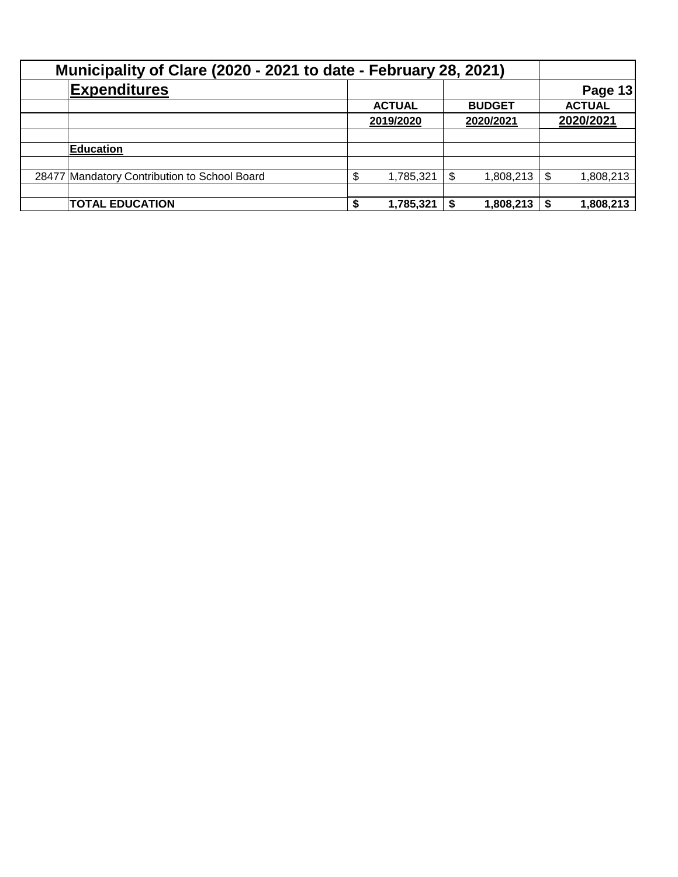## Municipality of Clare (2020 - 2021 to date - February 28, 2021)

| | **Expenditures** | | | **Page 13** |
|---|---|---|---|---|
| | | **ACTUAL** | **BUDGET** | **ACTUAL** |
| | | **2019/2020** | **2020/2021** | **2020/2021** |
| | | | | |
| | **Education** | | | |
| | | | | |
| 28477 | Mandatory Contribution to School Board | $ 1,785,321 | $ 1,808,213 | $ 1,808,213 |
| | | | | |
| | **TOTAL EDUCATION** | **$ 1,785,321** | **$ 1,808,213** | **$ 1,808,213** |